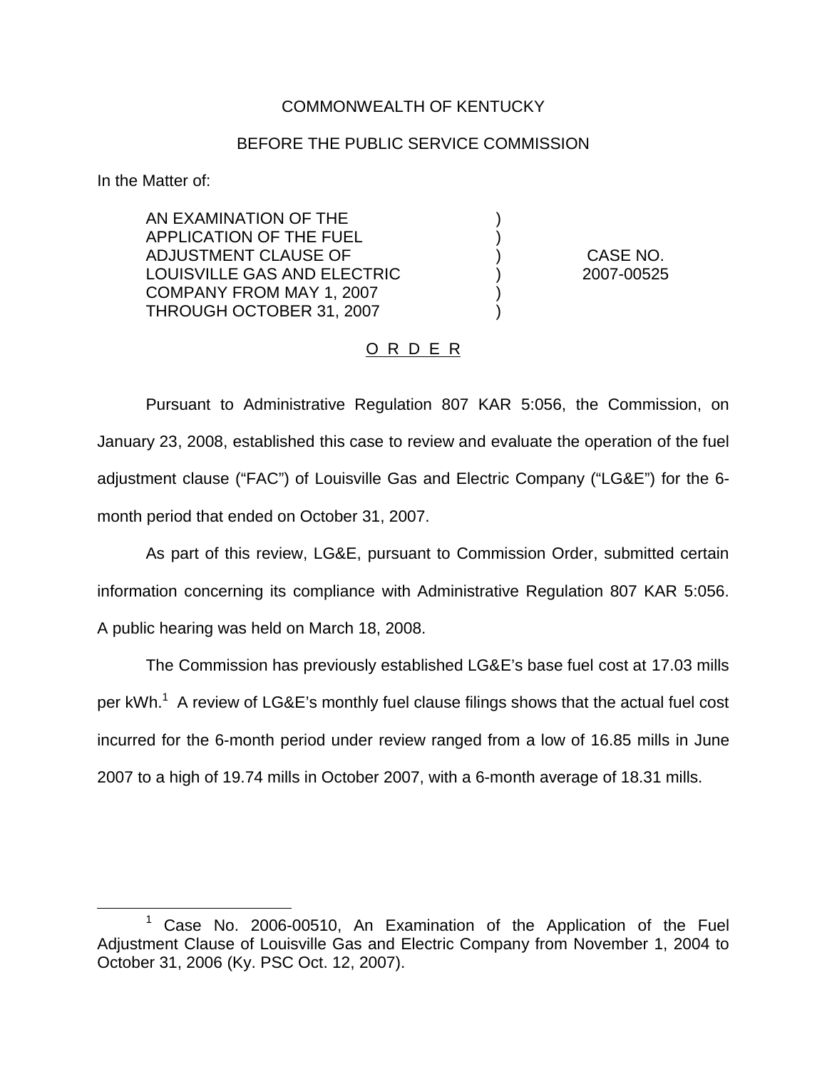COMMONWEALTH OF KENTUCKY

BEFORE THE PUBLIC SERVICE COMMISSION

In the Matter of:

| | | |
|---|---|---|
| AN EXAMINATION OF THE APPLICATION OF THE FUEL ADJUSTMENT CLAUSE OF LOUISVILLE GAS AND ELECTRIC COMPANY FROM MAY 1, 2007 THROUGH OCTOBER 31, 2007 | ) | CASE NO. 2007-00525 |

O R D E R

Pursuant to Administrative Regulation 807 KAR 5:056, the Commission, on January 23, 2008, established this case to review and evaluate the operation of the fuel adjustment clause ("FAC") of Louisville Gas and Electric Company ("LG&E") for the 6-month period that ended on October 31, 2007.

As part of this review, LG&E, pursuant to Commission Order, submitted certain information concerning its compliance with Administrative Regulation 807 KAR 5:056. A public hearing was held on March 18, 2008.

The Commission has previously established LG&E's base fuel cost at 17.03 mills per kWh.[1] A review of LG&E's monthly fuel clause filings shows that the actual fuel cost incurred for the 6-month period under review ranged from a low of 16.85 mills in June 2007 to a high of 19.74 mills in October 2007, with a 6-month average of 18.31 mills.

---

[1] Case No. 2006-00510, An Examination of the Application of the Fuel Adjustment Clause of Louisville Gas and Electric Company from November 1, 2004 to October 31, 2006 (Ky. PSC Oct. 12, 2007).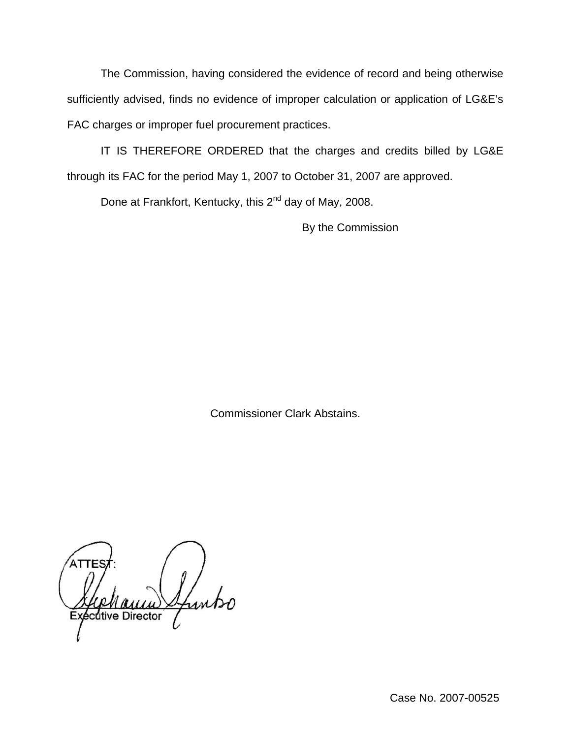The Commission, having considered the evidence of record and being otherwise sufficiently advised, finds no evidence of improper calculation or application of LG&E's FAC charges or improper fuel procurement practices.

IT IS THEREFORE ORDERED that the charges and credits billed by LG&E through its FAC for the period May 1, 2007 to October 31, 2007 are approved.

Done at Frankfort, Kentucky, this 2nd day of May, 2008.

By the Commission

Commissioner Clark Abstains.

ATTEST:

Executive Director

Case No. 2007-00525